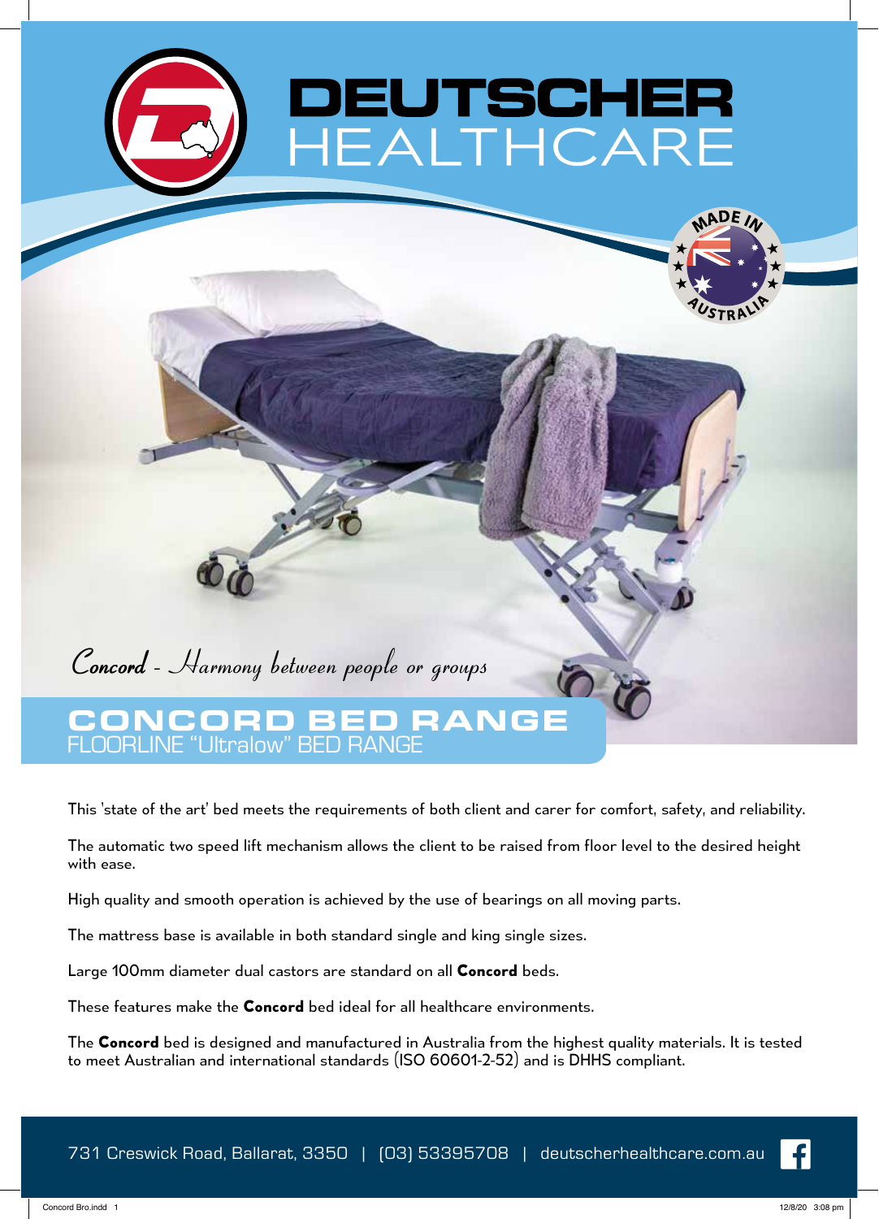# DEUTSCHER HEALTHCARE

MADE IN AUSTRALIA

*Concord - Harmony between people or groups*

## CONCORD BED RANGE

FLOORLINE "Ultralow" BED RANGE

This 'state of the art' bed meets the requirements of both client and carer for comfort, safety, and reliability.

The automatic two speed lift mechanism allows the client to be raised from floor level to the desired height with ease.

High quality and smooth operation is achieved by the use of bearings on all moving parts.

The mattress base is available in both standard single and king single sizes.

Large 100mm diameter dual castors are standard on all **Concord** beds.

These features make the **Concord** bed ideal for all healthcare environments.

The **Concord** bed is designed and manufactured in Australia from the highest quality materials. It is tested to meet Australian and international standards (ISO 60601-2-52) and is DHHS compliant.

731 Creswick Road, Ballarat, 3350 | (03) 53395708 | deutscherhealthcare.com.au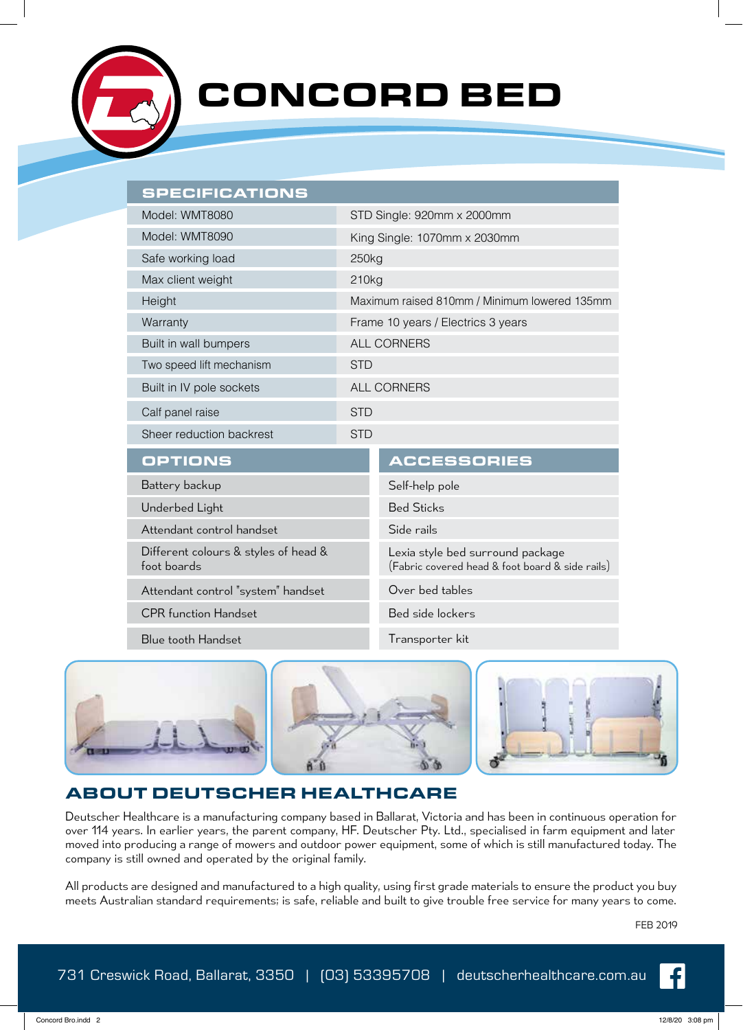# CONCORD BED

| SPECIFICATIONS | |
|---|---|
| Model: WMT8080 | STD Single: 920mm x 2000mm |
| Model: WMT8090 | King Single: 1070mm x 2030mm |
| Safe working load | 250kg |
| Max client weight | 210kg |
| Height | Maximum raised 810mm / Minimum lowered 135mm |
| Warranty | Frame 10 years / Electrics 3 years |
| Built in wall bumpers | ALL CORNERS |
| Two speed lift mechanism | STD |
| Built in IV pole sockets | ALL CORNERS |
| Calf panel raise | STD |
| Sheer reduction backrest | STD |

| OPTIONS | ACCESSORIES |
|---|---|
| Battery backup | Self-help pole |
| Underbed Light | Bed Sticks |
| Attendant control handset | Side rails |
| Different colours & styles of head & foot boards | Lexia style bed surround package (Fabric covered head & foot board & side rails) |
| Attendant control "system" handset | Over bed tables |
| CPR function Handset | Bed side lockers |
| Blue tooth Handset | Transporter kit |

## ABOUT DEUTSCHER HEALTHCARE

Deutscher Healthcare is a manufacturing company based in Ballarat, Victoria and has been in continuous operation for over 114 years. In earlier years, the parent company, HF. Deutscher Pty. Ltd., specialised in farm equipment and later moved into producing a range of mowers and outdoor power equipment, some of which is still manufactured today. The company is still owned and operated by the original family.

All products are designed and manufactured to a high quality, using first grade materials to ensure the product you buy meets Australian standard requirements; is safe, reliable and built to give trouble free service for many years to come.

FEB 2019

731 Creswick Road, Ballarat, 3350 | (03) 53395708 | deutscherhealthcare.com.au